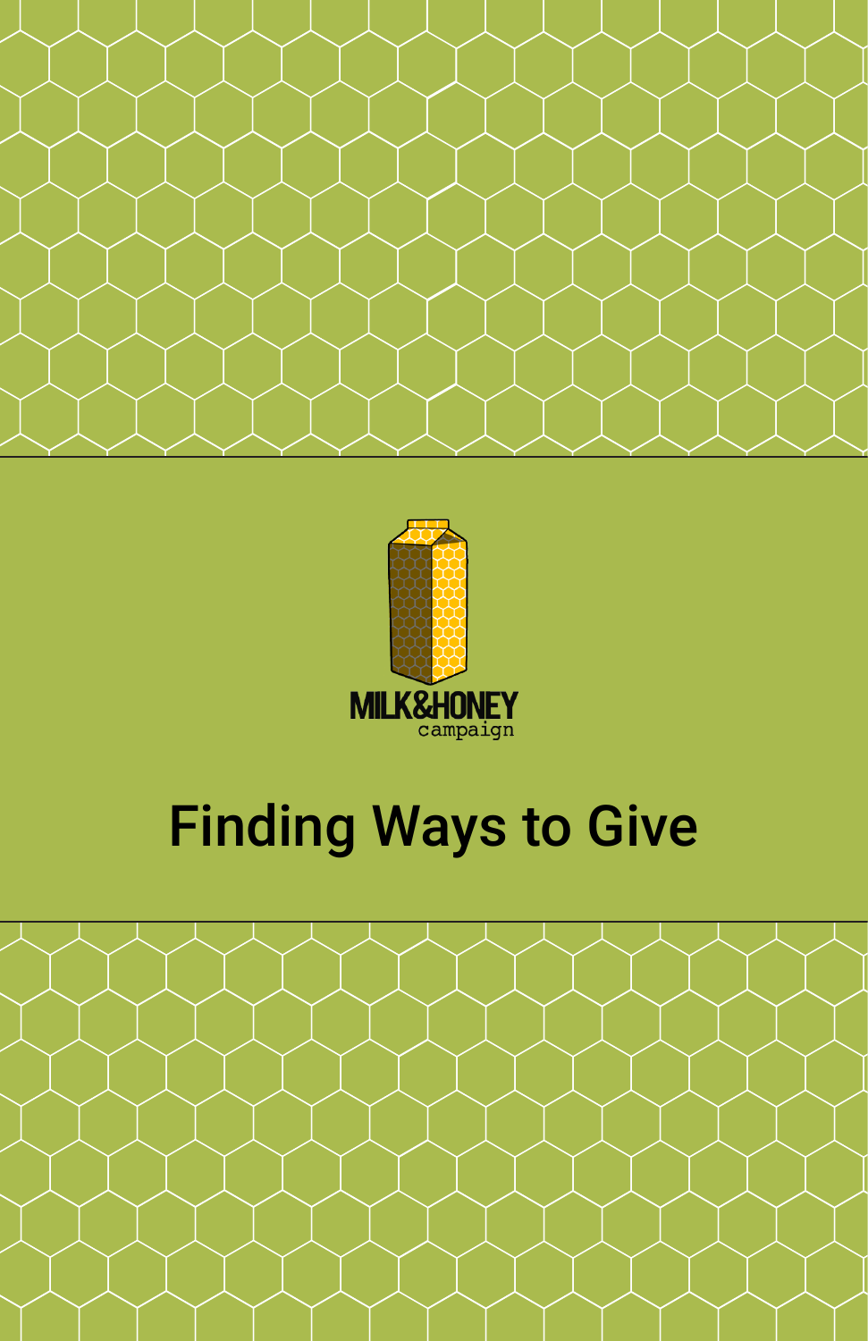MILK&HONEY
campaign

# Finding Ways to Give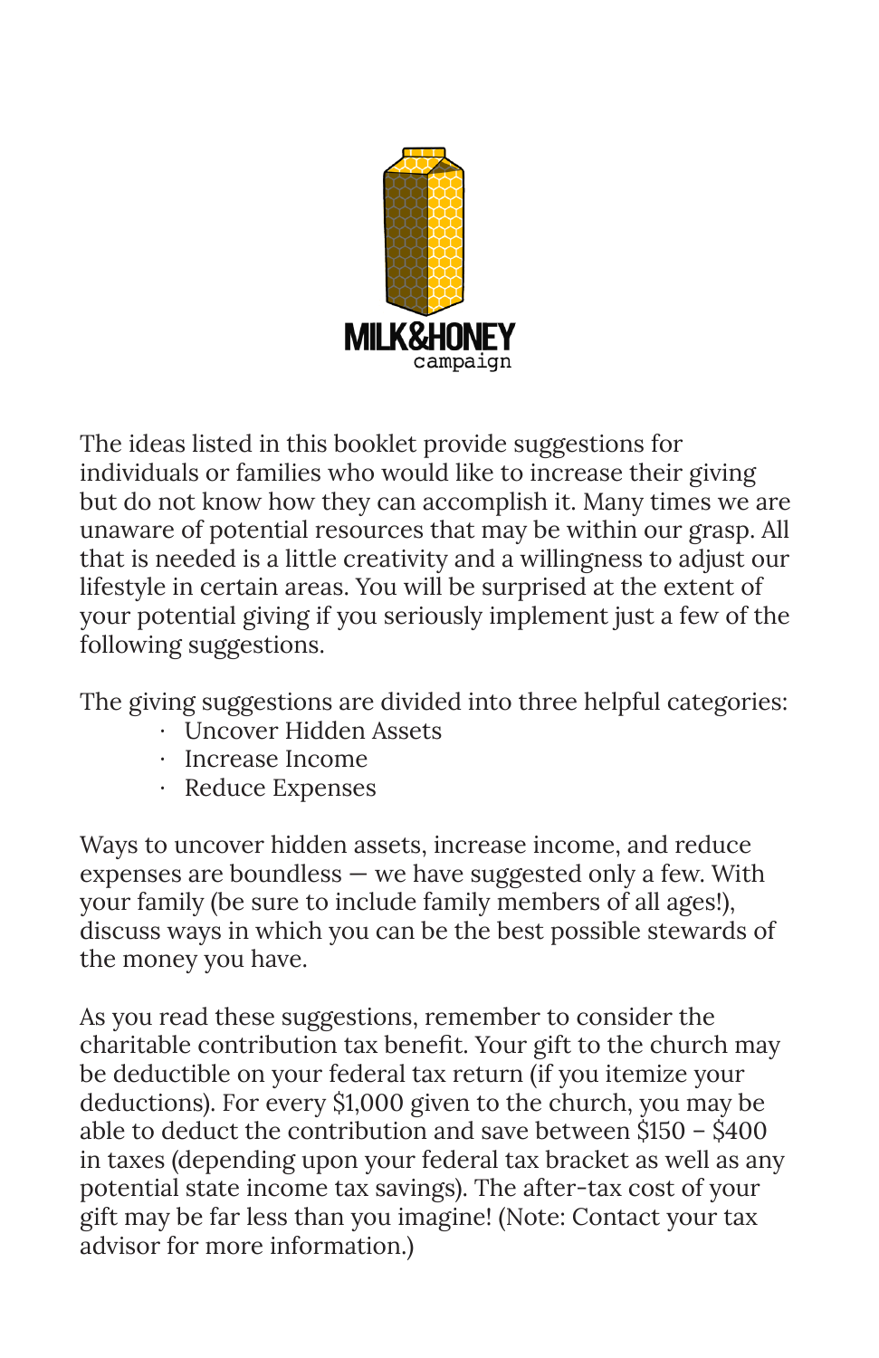MILK&HONEY
campaign

The ideas listed in this booklet provide suggestions for individuals or families who would like to increase their giving but do not know how they can accomplish it. Many times we are unaware of potential resources that may be within our grasp. All that is needed is a little creativity and a willingness to adjust our lifestyle in certain areas. You will be surprised at the extent of your potential giving if you seriously implement just a few of the following suggestions.

The giving suggestions are divided into three helpful categories:

- Uncover Hidden Assets
- Increase Income
- Reduce Expenses

Ways to uncover hidden assets, increase income, and reduce expenses are boundless — we have suggested only a few. With your family (be sure to include family members of all ages!), discuss ways in which you can be the best possible stewards of the money you have.

As you read these suggestions, remember to consider the charitable contribution tax benefit. Your gift to the church may be deductible on your federal tax return (if you itemize your deductions). For every $1,000 given to the church, you may be able to deduct the contribution and save between $150 – $400 in taxes (depending upon your federal tax bracket as well as any potential state income tax savings). The after-tax cost of your gift may be far less than you imagine! (Note: Contact your tax advisor for more information.)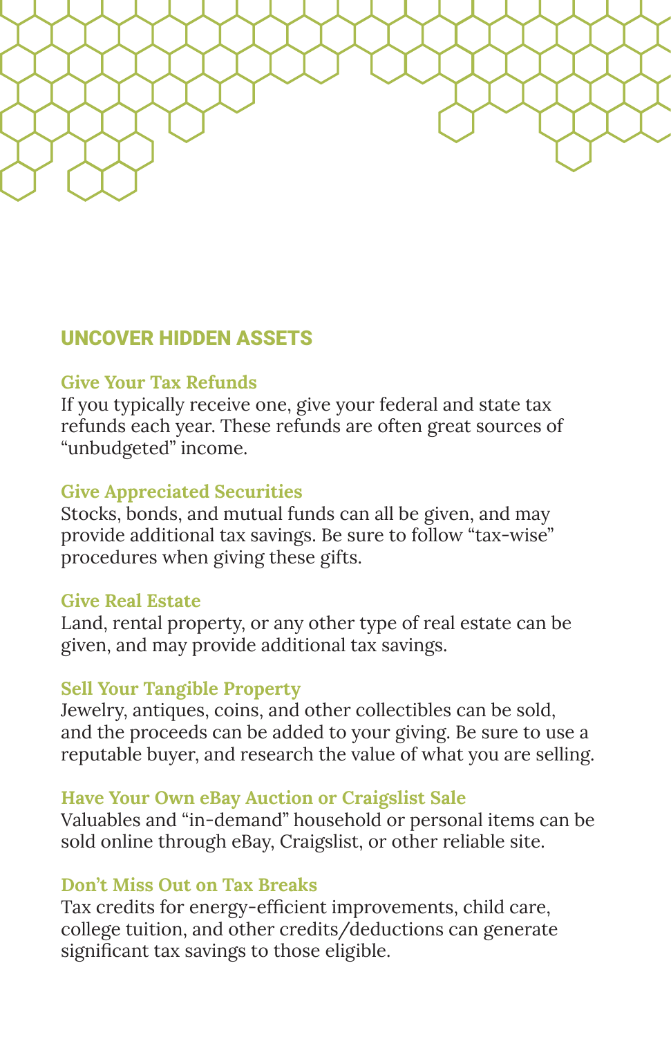## UNCOVER HIDDEN ASSETS

### Give Your Tax Refunds

If you typically receive one, give your federal and state tax refunds each year. These refunds are often great sources of “unbudgeted” income.

### Give Appreciated Securities

Stocks, bonds, and mutual funds can all be given, and may provide additional tax savings. Be sure to follow “tax-wise” procedures when giving these gifts.

### Give Real Estate

Land, rental property, or any other type of real estate can be given, and may provide additional tax savings.

### Sell Your Tangible Property

Jewelry, antiques, coins, and other collectibles can be sold, and the proceeds can be added to your giving. Be sure to use a reputable buyer, and research the value of what you are selling.

### Have Your Own eBay Auction or Craigslist Sale

Valuables and “in-demand” household or personal items can be sold online through eBay, Craigslist, or other reliable site.

### Don’t Miss Out on Tax Breaks

Tax credits for energy-efficient improvements, child care, college tuition, and other credits/deductions can generate significant tax savings to those eligible.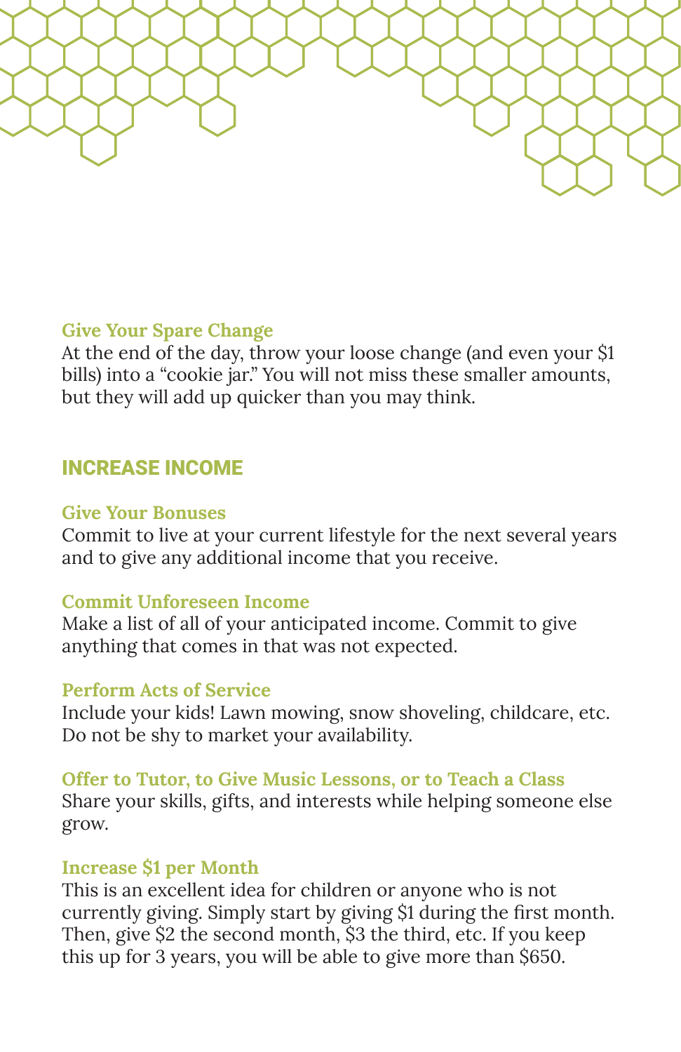### Give Your Spare Change

At the end of the day, throw your loose change (and even your $1 bills) into a "cookie jar." You will not miss these smaller amounts, but they will add up quicker than you may think.

## INCREASE INCOME

### Give Your Bonuses

Commit to live at your current lifestyle for the next several years and to give any additional income that you receive.

### Commit Unforeseen Income

Make a list of all of your anticipated income. Commit to give anything that comes in that was not expected.

### Perform Acts of Service

Include your kids! Lawn mowing, snow shoveling, childcare, etc. Do not be shy to market your availability.

### Offer to Tutor, to Give Music Lessons, or to Teach a Class

Share your skills, gifts, and interests while helping someone else grow.

### Increase $1 per Month

This is an excellent idea for children or anyone who is not currently giving. Simply start by giving $1 during the first month. Then, give $2 the second month, $3 the third, etc. If you keep this up for 3 years, you will be able to give more than $650.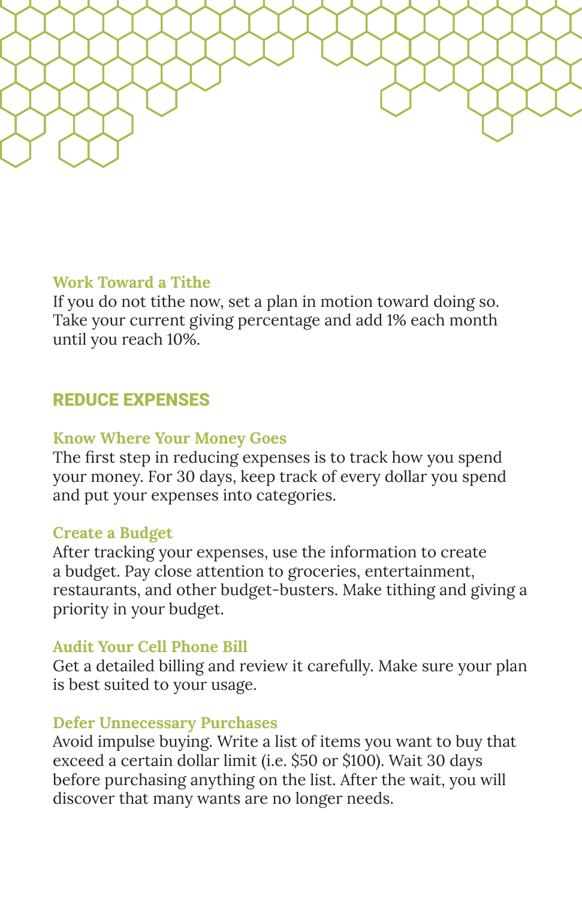### Work Toward a Tithe

If you do not tithe now, set a plan in motion toward doing so. Take your current giving percentage and add 1% each month until you reach 10%.

## REDUCE EXPENSES

### Know Where Your Money Goes

The first step in reducing expenses is to track how you spend your money. For 30 days, keep track of every dollar you spend and put your expenses into categories.

### Create a Budget

After tracking your expenses, use the information to create a budget. Pay close attention to groceries, entertainment, restaurants, and other budget-busters. Make tithing and giving a priority in your budget.

### Audit Your Cell Phone Bill

Get a detailed billing and review it carefully. Make sure your plan is best suited to your usage.

### Defer Unnecessary Purchases

Avoid impulse buying. Write a list of items you want to buy that exceed a certain dollar limit (i.e. $50 or $100). Wait 30 days before purchasing anything on the list. After the wait, you will discover that many wants are no longer needs.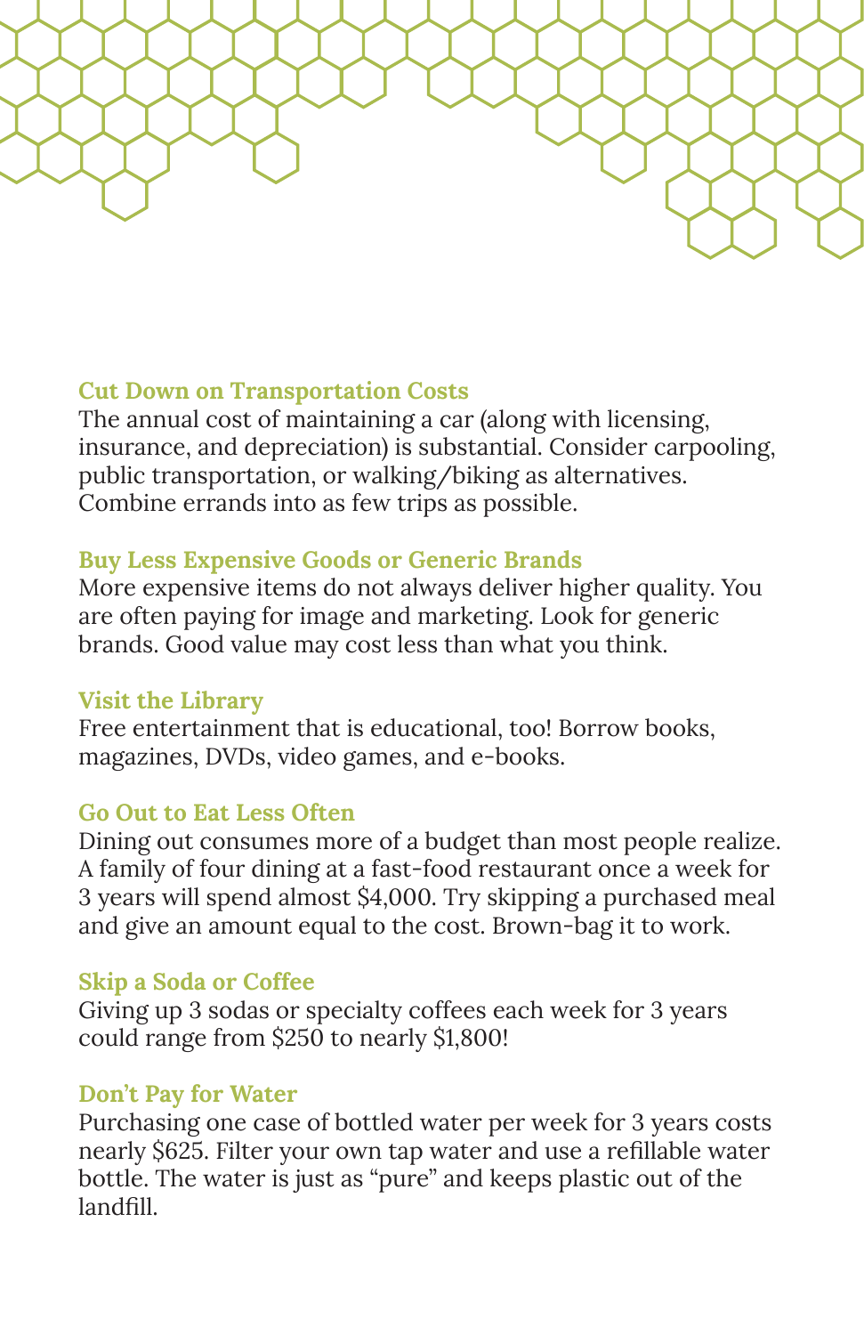### Cut Down on Transportation Costs

The annual cost of maintaining a car (along with licensing, insurance, and depreciation) is substantial. Consider carpooling, public transportation, or walking/biking as alternatives. Combine errands into as few trips as possible.

### Buy Less Expensive Goods or Generic Brands

More expensive items do not always deliver higher quality. You are often paying for image and marketing. Look for generic brands. Good value may cost less than what you think.

### Visit the Library

Free entertainment that is educational, too! Borrow books, magazines, DVDs, video games, and e-books.

### Go Out to Eat Less Often

Dining out consumes more of a budget than most people realize. A family of four dining at a fast-food restaurant once a week for 3 years will spend almost $4,000. Try skipping a purchased meal and give an amount equal to the cost. Brown-bag it to work.

### Skip a Soda or Coffee

Giving up 3 sodas or specialty coffees each week for 3 years could range from $250 to nearly $1,800!

### Don't Pay for Water

Purchasing one case of bottled water per week for 3 years costs nearly $625. Filter your own tap water and use a refillable water bottle. The water is just as "pure" and keeps plastic out of the landfill.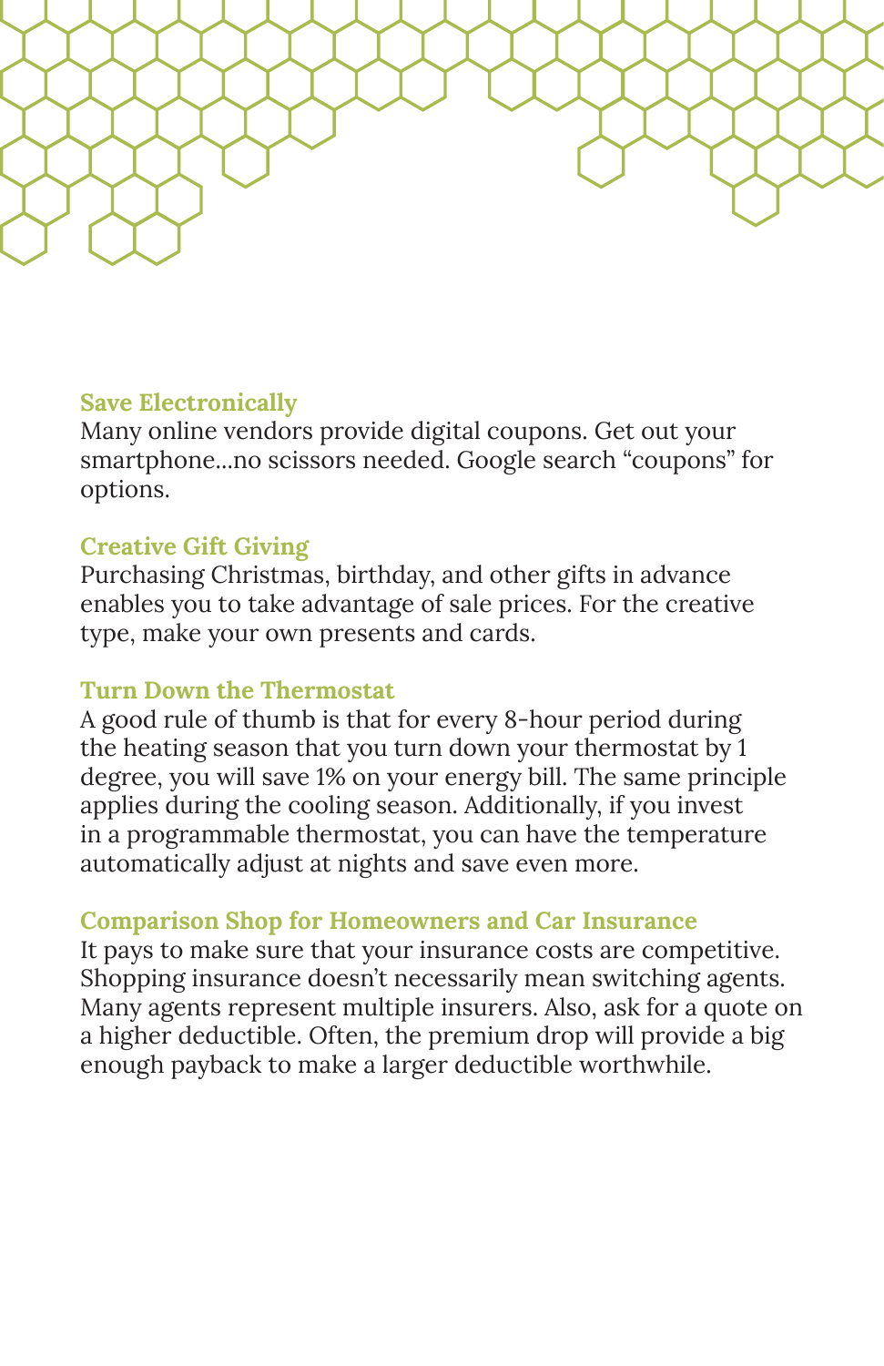### Save Electronically

Many online vendors provide digital coupons. Get out your smartphone...no scissors needed. Google search “coupons” for options.

### Creative Gift Giving

Purchasing Christmas, birthday, and other gifts in advance enables you to take advantage of sale prices. For the creative type, make your own presents and cards.

### Turn Down the Thermostat

A good rule of thumb is that for every 8-hour period during the heating season that you turn down your thermostat by 1 degree, you will save 1% on your energy bill. The same principle applies during the cooling season. Additionally, if you invest in a programmable thermostat, you can have the temperature automatically adjust at nights and save even more.

### Comparison Shop for Homeowners and Car Insurance

It pays to make sure that your insurance costs are competitive. Shopping insurance doesn’t necessarily mean switching agents. Many agents represent multiple insurers. Also, ask for a quote on a higher deductible. Often, the premium drop will provide a big enough payback to make a larger deductible worthwhile.